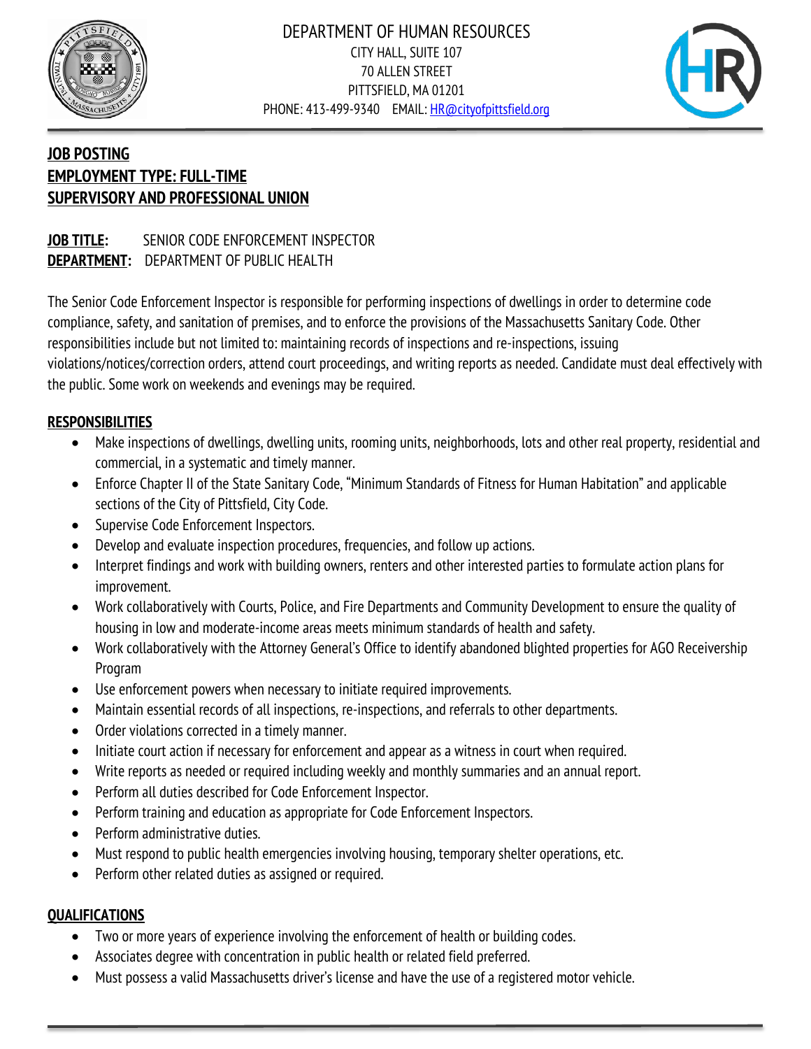DEPARTMENT OF HUMAN RESOURCES
CITY HALL, SUITE 107
70 ALLEN STREET
PITTSFIELD, MA 01201
PHONE: 413-499-9340 EMAIL: HR@cityofpittsfield.org

**JOB POSTING**
**EMPLOYMENT TYPE: FULL-TIME**
**SUPERVISORY AND PROFESSIONAL UNION**

**JOB TITLE:** SENIOR CODE ENFORCEMENT INSPECTOR
**DEPARTMENT:** DEPARTMENT OF PUBLIC HEALTH

The Senior Code Enforcement Inspector is responsible for performing inspections of dwellings in order to determine code compliance, safety, and sanitation of premises, and to enforce the provisions of the Massachusetts Sanitary Code. Other responsibilities include but not limited to: maintaining records of inspections and re-inspections, issuing violations/notices/correction orders, attend court proceedings, and writing reports as needed. Candidate must deal effectively with the public. Some work on weekends and evenings may be required.

**RESPONSIBILITIES**

- Make inspections of dwellings, dwelling units, rooming units, neighborhoods, lots and other real property, residential and commercial, in a systematic and timely manner.
- Enforce Chapter II of the State Sanitary Code, "Minimum Standards of Fitness for Human Habitation" and applicable sections of the City of Pittsfield, City Code.
- Supervise Code Enforcement Inspectors.
- Develop and evaluate inspection procedures, frequencies, and follow up actions.
- Interpret findings and work with building owners, renters and other interested parties to formulate action plans for improvement.
- Work collaboratively with Courts, Police, and Fire Departments and Community Development to ensure the quality of housing in low and moderate-income areas meets minimum standards of health and safety.
- Work collaboratively with the Attorney General's Office to identify abandoned blighted properties for AGO Receivership Program
- Use enforcement powers when necessary to initiate required improvements.
- Maintain essential records of all inspections, re-inspections, and referrals to other departments.
- Order violations corrected in a timely manner.
- Initiate court action if necessary for enforcement and appear as a witness in court when required.
- Write reports as needed or required including weekly and monthly summaries and an annual report.
- Perform all duties described for Code Enforcement Inspector.
- Perform training and education as appropriate for Code Enforcement Inspectors.
- Perform administrative duties.
- Must respond to public health emergencies involving housing, temporary shelter operations, etc.
- Perform other related duties as assigned or required.

**QUALIFICATIONS**

- Two or more years of experience involving the enforcement of health or building codes.
- Associates degree with concentration in public health or related field preferred.
- Must possess a valid Massachusetts driver's license and have the use of a registered motor vehicle.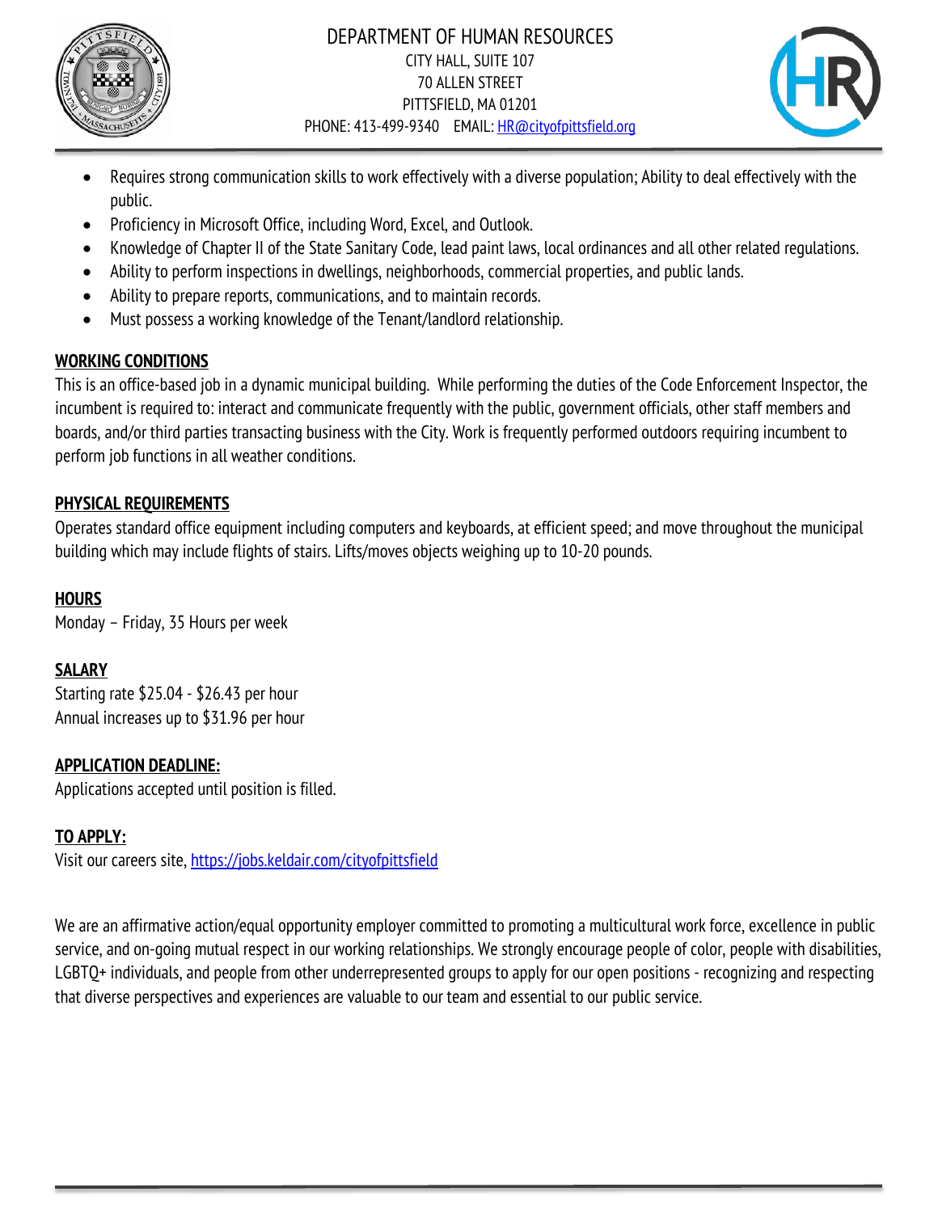- Requires strong communication skills to work effectively with a diverse population; Ability to deal effectively with the public.
- Proficiency in Microsoft Office, including Word, Excel, and Outlook.
- Knowledge of Chapter II of the State Sanitary Code, lead paint laws, local ordinances and all other related regulations.
- Ability to perform inspections in dwellings, neighborhoods, commercial properties, and public lands.
- Ability to prepare reports, communications, and to maintain records.
- Must possess a working knowledge of the Tenant/landlord relationship.

**WORKING CONDITIONS**

This is an office-based job in a dynamic municipal building. While performing the duties of the Code Enforcement Inspector, the incumbent is required to: interact and communicate frequently with the public, government officials, other staff members and boards, and/or third parties transacting business with the City. Work is frequently performed outdoors requiring incumbent to perform job functions in all weather conditions.

**PHYSICAL REQUIREMENTS**

Operates standard office equipment including computers and keyboards, at efficient speed; and move throughout the municipal building which may include flights of stairs. Lifts/moves objects weighing up to 10-20 pounds.

**HOURS**

Monday – Friday, 35 Hours per week

**SALARY**

Starting rate $25.04 - $26.43 per hour
Annual increases up to $31.96 per hour

**APPLICATION DEADLINE:**

Applications accepted until position is filled.

**TO APPLY:**

Visit our careers site, https://jobs.keldair.com/cityofpittsfield

We are an affirmative action/equal opportunity employer committed to promoting a multicultural work force, excellence in public service, and on-going mutual respect in our working relationships. We strongly encourage people of color, people with disabilities, LGBTQ+ individuals, and people from other underrepresented groups to apply for our open positions - recognizing and respecting that diverse perspectives and experiences are valuable to our team and essential to our public service.